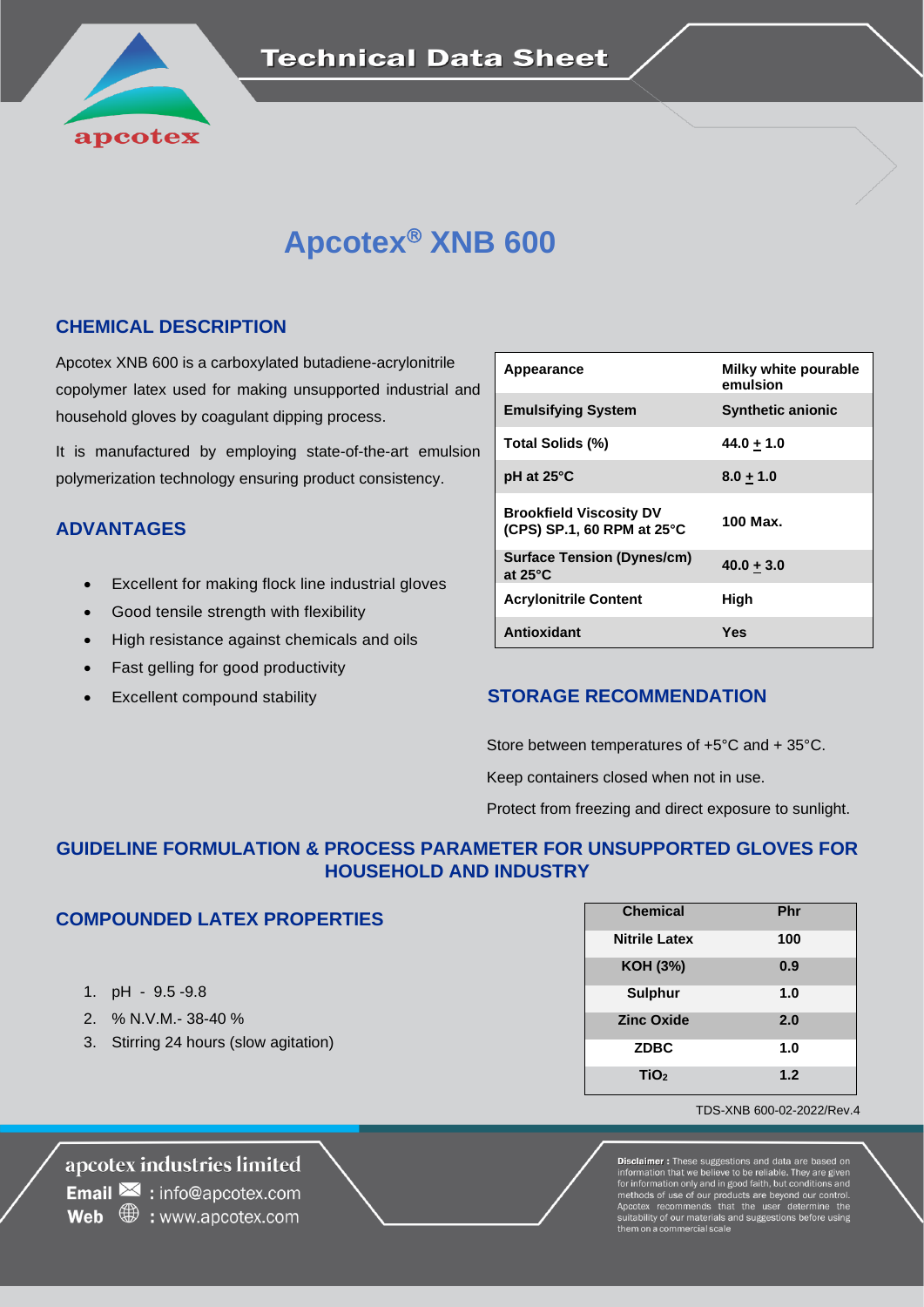# Technical Data Sheet

# Apcotex® XNB 600

## CHEMICAL DESCRIPTION

Apcotex XNB 600 is a carboxylated butadiene-acrylonitrile copolymer latex used for making unsupported industrial and household gloves by coagulant dipping process.

It is manufactured by employing state-of-the-art emulsion polymerization technology ensuring product consistency.

| Appearance | Milky white pourable emulsion |
|---|---|
| Emulsifying System | Synthetic anionic |
| Total Solids (%) | 44.0 ± 1.0 |
| pH at 25°C | 8.0 ± 1.0 |
| Brookfield Viscosity DV (CPS) SP.1, 60 RPM at 25°C | 100 Max. |
| Surface Tension (Dynes/cm) at 25°C | 40.0 ± 3.0 |
| Acrylonitrile Content | High |
| Antioxidant | Yes |

## ADVANTAGES

- Excellent for making flock line industrial gloves
- Good tensile strength with flexibility
- High resistance against chemicals and oils
- Fast gelling for good productivity
- Excellent compound stability

## STORAGE RECOMMENDATION

Store between temperatures of +5°C and + 35°C.

Keep containers closed when not in use.

Protect from freezing and direct exposure to sunlight.

## GUIDELINE FORMULATION & PROCESS PARAMETER FOR UNSUPPORTED GLOVES FOR HOUSEHOLD AND INDUSTRY

### COMPOUNDED LATEX PROPERTIES

1. pH - 9.5 -9.8
2. % N.V.M.- 38-40 %
3. Stirring 24 hours (slow agitation)

| Chemical | Phr |
|---|---|
| Nitrile Latex | 100 |
| KOH (3%) | 0.9 |
| Sulphur | 1.0 |
| Zinc Oxide | 2.0 |
| ZDBC | 1.0 |
| $TiO_2$ | 1.2 |

TDS-XNB 600-02-2022/Rev.4

apcotex industries limited
Email : info@apcotex.com
Web : www.apcotex.com

**Disclaimer :** These suggestions and data are based on information that we believe to be reliable. They are given for information only and in good faith, but conditions and methods of use of our products are beyond our control. Apcotex recommends that the user determine the suitability of our materials and suggestions before using them on a commercial scale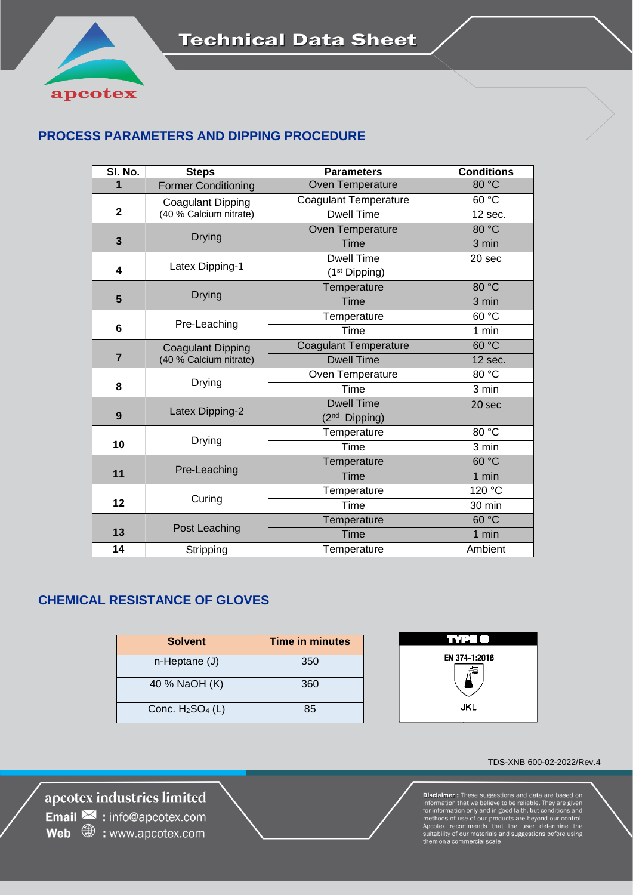## PROCESS PARAMETERS AND DIPPING PROCEDURE

| Sl. No. | Steps | Parameters | Conditions |
|---|---|---|---|
| 1 | Former Conditioning | Oven Temperature | 80 °C |
| 2 | Coagulant Dipping (40 % Calcium nitrate) | Coagulant Temperature | 60 °C |
| | | Dwell Time | 12 sec. |
| 3 | Drying | Oven Temperature | 80 °C |
| | | Time | 3 min |
| 4 | Latex Dipping-1 | Dwell Time (1st Dipping) | 20 sec |
| 5 | Drying | Temperature | 80 °C |
| | | Time | 3 min |
| 6 | Pre-Leaching | Temperature | 60 °C |
| | | Time | 1 min |
| 7 | Coagulant Dipping (40 % Calcium nitrate) | Coagulant Temperature | 60 °C |
| | | Dwell Time | 12 sec. |
| 8 | Drying | Oven Temperature | 80 °C |
| | | Time | 3 min |
| 9 | Latex Dipping-2 | Dwell Time (2nd Dipping) | 20 sec |
| 10 | Drying | Temperature | 80 °C |
| | | Time | 3 min |
| 11 | Pre-Leaching | Temperature | 60 °C |
| | | Time | 1 min |
| 12 | Curing | Temperature | 120 °C |
| | | Time | 30 min |
| 13 | Post Leaching | Temperature | 60 °C |
| | | Time | 1 min |
| 14 | Stripping | Temperature | Ambient |

## CHEMICAL RESISTANCE OF GLOVES

| Solvent | Time in minutes |
|---|---|
| n-Heptane (J) | 350 |
| 40 % NaOH (K) | 360 |
| Conc. $H_2SO_4$ (L) | 85 |

TYPE B
EN 374-1:2016
JKL

TDS-XNB 600-02-2022/Rev.4

apcotex industries limited
Email : info@apcotex.com
Web : www.apcotex.com

**Disclaimer :** These suggestions and data are based on information that we believe to be reliable. They are given for information only and in good faith, but conditions and methods of use of our products are beyond our control. Apcotex recommends that the user determine the suitability of our materials and suggestions before using them on a commercial scale